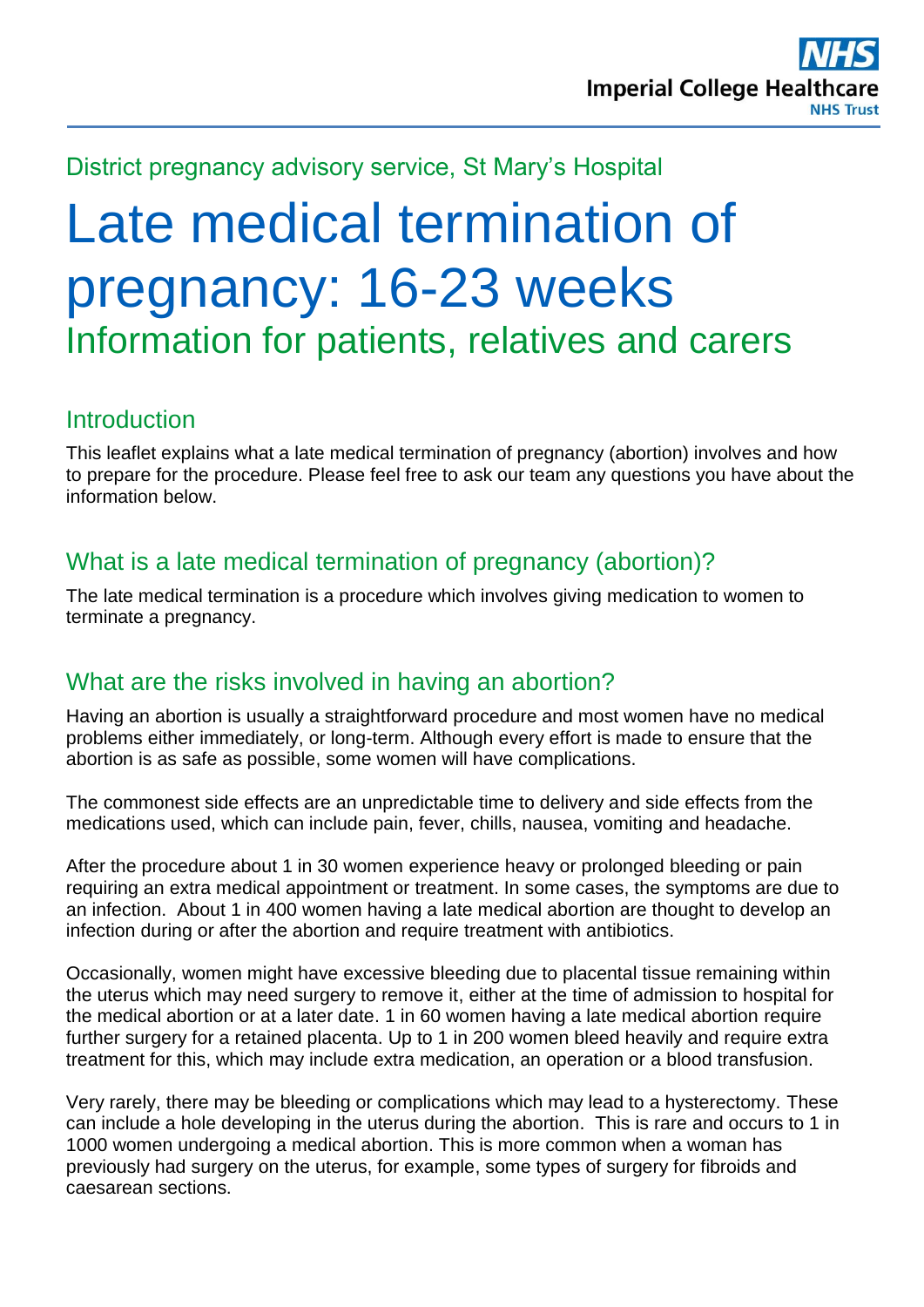District pregnancy advisory service, St Mary's Hospital

# Late medical termination of pregnancy: 16-23 weeks

## Information for patients, relatives and carers

## Introduction

This leaflet explains what a late medical termination of pregnancy (abortion) involves and how to prepare for the procedure. Please feel free to ask our team any questions you have about the information below.

## What is a late medical termination of pregnancy (abortion)?

The late medical termination is a procedure which involves giving medication to women to terminate a pregnancy.

## What are the risks involved in having an abortion?

Having an abortion is usually a straightforward procedure and most women have no medical problems either immediately, or long-term. Although every effort is made to ensure that the abortion is as safe as possible, some women will have complications.

The commonest side effects are an unpredictable time to delivery and side effects from the medications used, which can include pain, fever, chills, nausea, vomiting and headache.

After the procedure about 1 in 30 women experience heavy or prolonged bleeding or pain requiring an extra medical appointment or treatment. In some cases, the symptoms are due to an infection. About 1 in 400 women having a late medical abortion are thought to develop an infection during or after the abortion and require treatment with antibiotics.

Occasionally, women might have excessive bleeding due to placental tissue remaining within the uterus which may need surgery to remove it, either at the time of admission to hospital for the medical abortion or at a later date. 1 in 60 women having a late medical abortion require further surgery for a retained placenta. Up to 1 in 200 women bleed heavily and require extra treatment for this, which may include extra medication, an operation or a blood transfusion.

Very rarely, there may be bleeding or complications which may lead to a hysterectomy. These can include a hole developing in the uterus during the abortion. This is rare and occurs to 1 in 1000 women undergoing a medical abortion. This is more common when a woman has previously had surgery on the uterus, for example, some types of surgery for fibroids and caesarean sections.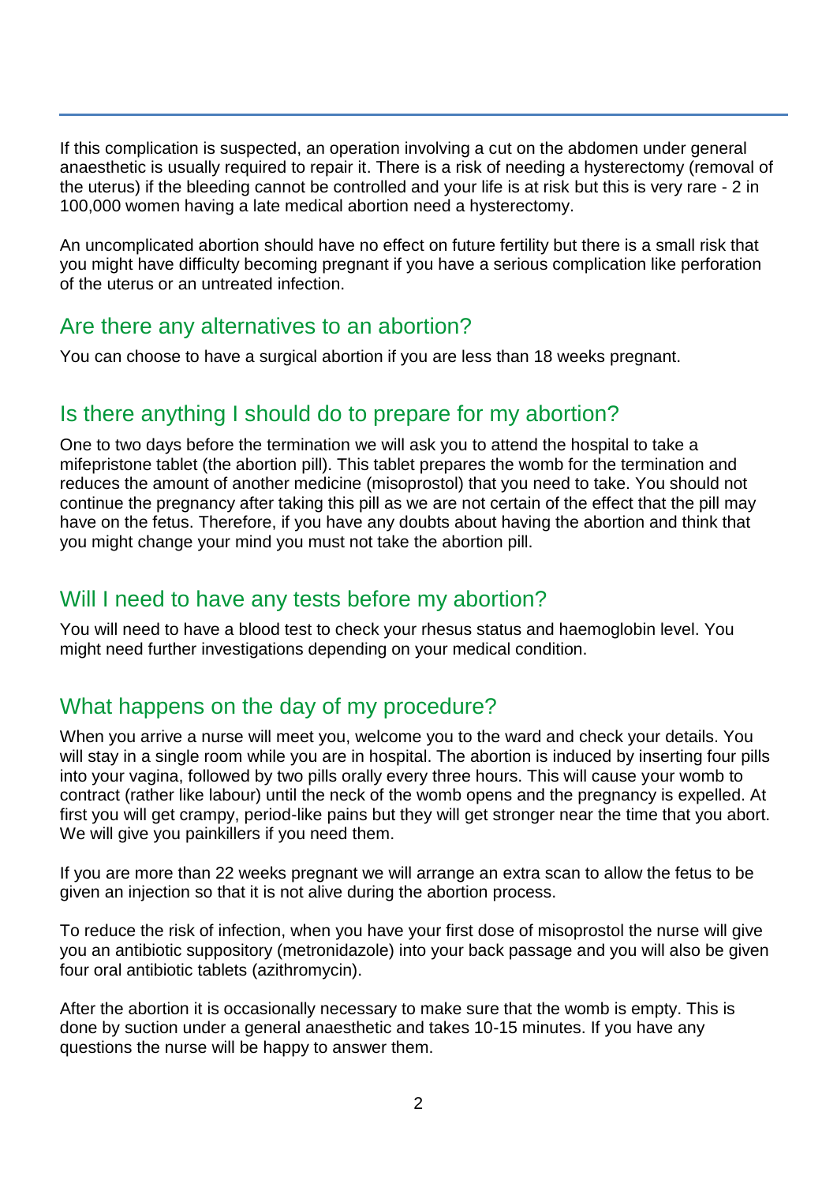If this complication is suspected, an operation involving a cut on the abdomen under general anaesthetic is usually required to repair it. There is a risk of needing a hysterectomy (removal of the uterus) if the bleeding cannot be controlled and your life is at risk but this is very rare - 2 in 100,000 women having a late medical abortion need a hysterectomy.

An uncomplicated abortion should have no effect on future fertility but there is a small risk that you might have difficulty becoming pregnant if you have a serious complication like perforation of the uterus or an untreated infection.

## Are there any alternatives to an abortion?

You can choose to have a surgical abortion if you are less than 18 weeks pregnant.

## Is there anything I should do to prepare for my abortion?

One to two days before the termination we will ask you to attend the hospital to take a mifepristone tablet (the abortion pill). This tablet prepares the womb for the termination and reduces the amount of another medicine (misoprostol) that you need to take. You should not continue the pregnancy after taking this pill as we are not certain of the effect that the pill may have on the fetus. Therefore, if you have any doubts about having the abortion and think that you might change your mind you must not take the abortion pill.

## Will I need to have any tests before my abortion?

You will need to have a blood test to check your rhesus status and haemoglobin level. You might need further investigations depending on your medical condition.

## What happens on the day of my procedure?

When you arrive a nurse will meet you, welcome you to the ward and check your details. You will stay in a single room while you are in hospital. The abortion is induced by inserting four pills into your vagina, followed by two pills orally every three hours. This will cause your womb to contract (rather like labour) until the neck of the womb opens and the pregnancy is expelled. At first you will get crampy, period-like pains but they will get stronger near the time that you abort. We will give you painkillers if you need them.

If you are more than 22 weeks pregnant we will arrange an extra scan to allow the fetus to be given an injection so that it is not alive during the abortion process.

To reduce the risk of infection, when you have your first dose of misoprostol the nurse will give you an antibiotic suppository (metronidazole) into your back passage and you will also be given four oral antibiotic tablets (azithromycin).

After the abortion it is occasionally necessary to make sure that the womb is empty. This is done by suction under a general anaesthetic and takes 10-15 minutes. If you have any questions the nurse will be happy to answer them.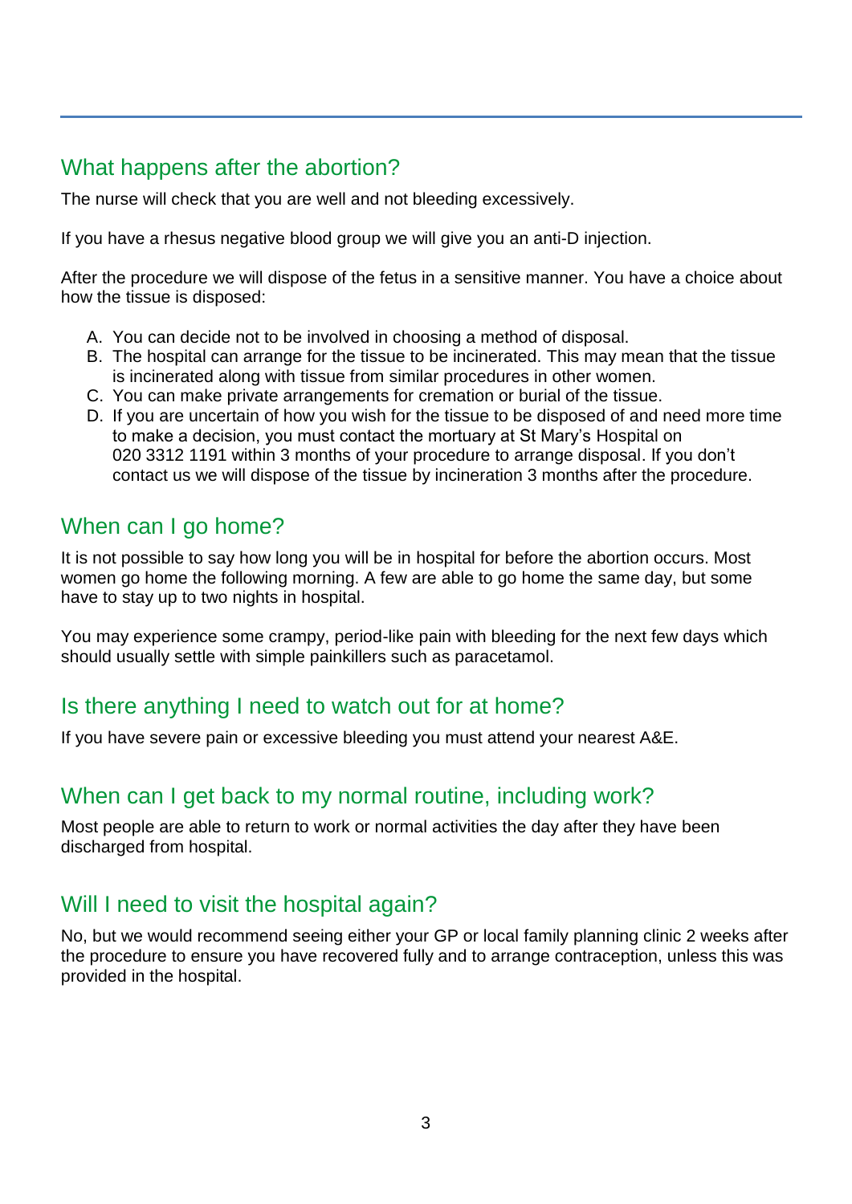## What happens after the abortion?

The nurse will check that you are well and not bleeding excessively.

If you have a rhesus negative blood group we will give you an anti-D injection.

After the procedure we will dispose of the fetus in a sensitive manner. You have a choice about how the tissue is disposed:

A. You can decide not to be involved in choosing a method of disposal.
B. The hospital can arrange for the tissue to be incinerated. This may mean that the tissue is incinerated along with tissue from similar procedures in other women.
C. You can make private arrangements for cremation or burial of the tissue.
D. If you are uncertain of how you wish for the tissue to be disposed of and need more time to make a decision, you must contact the mortuary at St Mary's Hospital on 020 3312 1191 within 3 months of your procedure to arrange disposal. If you don't contact us we will dispose of the tissue by incineration 3 months after the procedure.

## When can I go home?

It is not possible to say how long you will be in hospital for before the abortion occurs. Most women go home the following morning. A few are able to go home the same day, but some have to stay up to two nights in hospital.

You may experience some crampy, period-like pain with bleeding for the next few days which should usually settle with simple painkillers such as paracetamol.

## Is there anything I need to watch out for at home?

If you have severe pain or excessive bleeding you must attend your nearest A&E.

## When can I get back to my normal routine, including work?

Most people are able to return to work or normal activities the day after they have been discharged from hospital.

## Will I need to visit the hospital again?

No, but we would recommend seeing either your GP or local family planning clinic 2 weeks after the procedure to ensure you have recovered fully and to arrange contraception, unless this was provided in the hospital.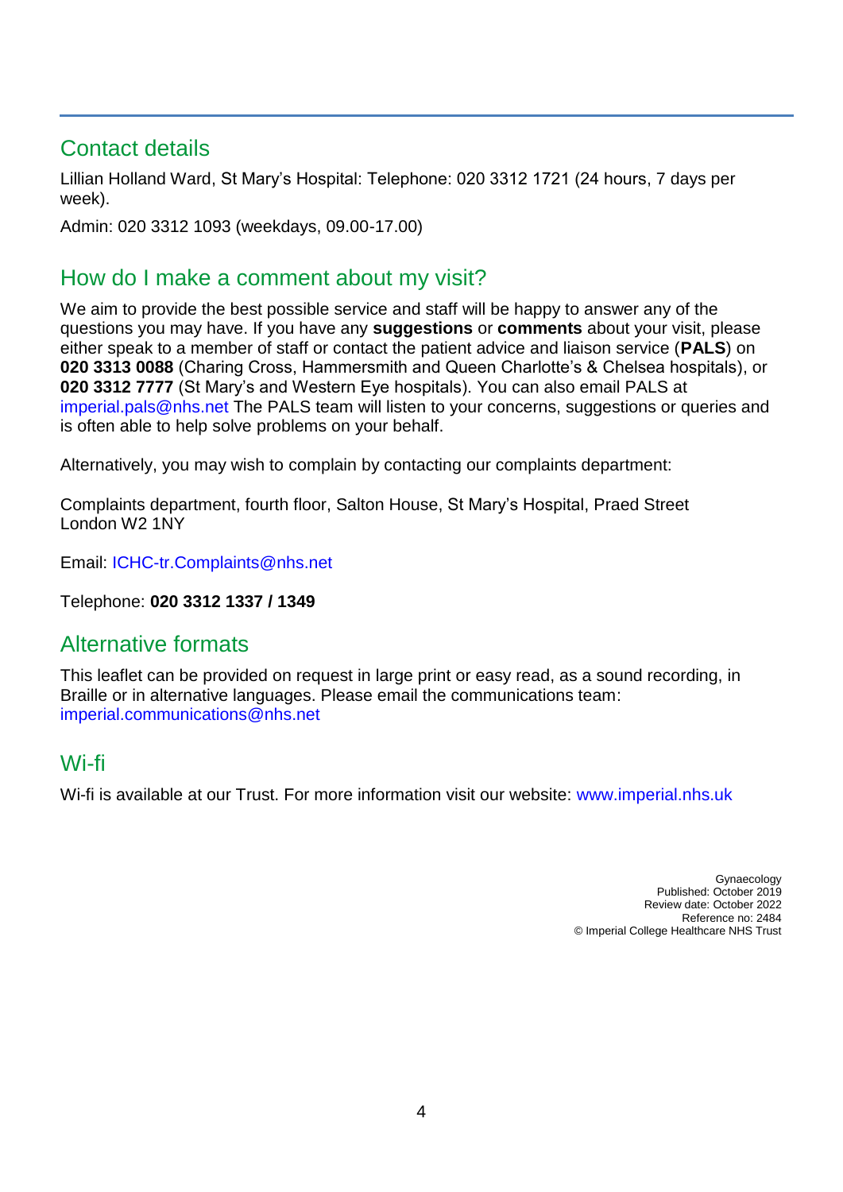## Contact details

Lillian Holland Ward, St Mary's Hospital: Telephone: 020 3312 1721 (24 hours, 7 days per week).

Admin: 020 3312 1093 (weekdays, 09.00-17.00)

## How do I make a comment about my visit?

We aim to provide the best possible service and staff will be happy to answer any of the questions you may have. If you have any **suggestions** or **comments** about your visit, please either speak to a member of staff or contact the patient advice and liaison service (**PALS**) on **020 3313 0088** (Charing Cross, Hammersmith and Queen Charlotte's & Chelsea hospitals), or **020 3312 7777** (St Mary's and Western Eye hospitals). You can also email PALS at imperial.pals@nhs.net The PALS team will listen to your concerns, suggestions or queries and is often able to help solve problems on your behalf.

Alternatively, you may wish to complain by contacting our complaints department:

Complaints department, fourth floor, Salton House, St Mary's Hospital, Praed Street
London W2 1NY

Email: ICHC-tr.Complaints@nhs.net

Telephone: **020 3312 1337 / 1349**

## Alternative formats

This leaflet can be provided on request in large print or easy read, as a sound recording, in Braille or in alternative languages. Please email the communications team: imperial.communications@nhs.net

## Wi-fi

Wi-fi is available at our Trust. For more information visit our website: www.imperial.nhs.uk

Gynaecology
Published: October 2019
Review date: October 2022
Reference no: 2484
© Imperial College Healthcare NHS Trust